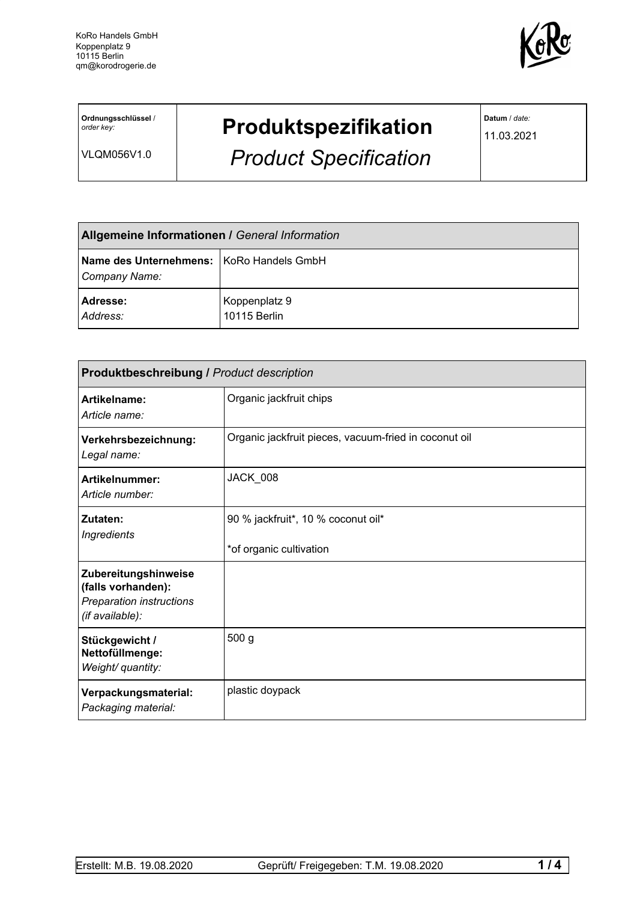KoRo Handels GmbH
Koppenplatz 9
10115 Berlin
qm@korodrogerie.de

| | | |
|---|---|---|
| **Ordnungsschlüssel** / *order key:*<br><br>VLQM056V1.0 | **Produktspezifikation**<br>*Product Specification* | **Datum** / *date:*<br>11.03.2021 |

| **Allgemeine Informationen /** *General Information* | |
|---|---|
| **Name des Unternehmens:** *Company Name:* | KoRo Handels GmbH |
| **Adresse:** *Address:* | Koppenplatz 9<br>10115 Berlin |

| **Produktbeschreibung /** *Product description* | |
|---|---|
| **Artikelname:** *Article name:* | Organic jackfruit chips |
| **Verkehrsbezeichnung:** *Legal name:* | Organic jackfruit pieces, vacuum-fried in coconut oil |
| **Artikelnummer:** *Article number:* | JACK_008 |
| **Zutaten:** *Ingredients* | 90 % jackfruit*, 10 % coconut oil*<br><br>*of organic cultivation |
| **Zubereitungshinweise (falls vorhanden):** *Preparation instructions (if available):* | |
| **Stückgewicht / Nettofüllmenge:** *Weight/ quantity:* | 500 g |
| **Verpackungsmaterial:** *Packaging material:* | plastic doypack |

Erstellt: M.B. 19.08.2020 Geprüft/ Freigegeben: T.M. 19.08.2020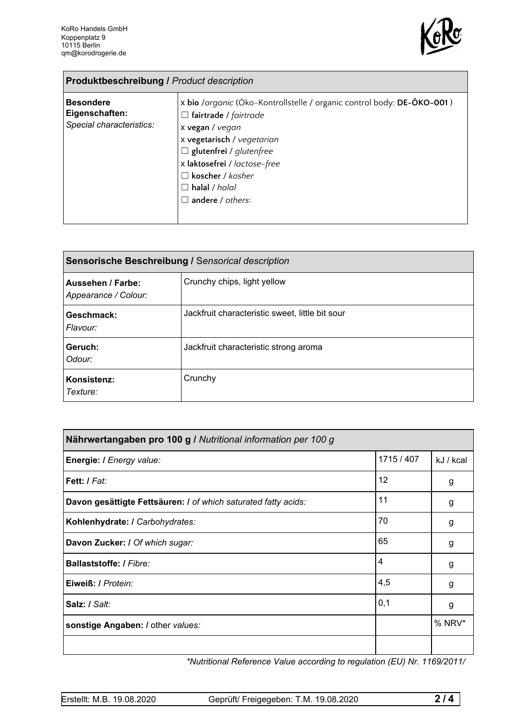KoRo Handels GmbH
Koppenplatz 9
10115 Berlin
qm@korodrogerie.de

| **Produktbeschreibung /** *Product description* | |
|---|---|
| **Besondere Eigenschaften:** *Special characteristics:* | x **bio** /*organic* (Öko-Kontrollstelle / organic control body: **DE-ÖKO-001**)<br>☐ **fairtrade** / *fairtrade*<br>x **vegan** / *vegan*<br>x **vegetarisch** / *vegetarian*<br>☐ **glutenfrei** / *glutenfree*<br>x **laktosefrei** / *lactose-free*<br>☐ **koscher** / *kosher*<br>☐ **halal** / *halal*<br>☐ **andere** / *others*: |

| **Sensorische Beschreibung /** *Sensorical description* | |
|---|---|
| **Aussehen / Farbe:** *Appearance / Colour:* | Crunchy chips, light yellow |
| **Geschmack:** *Flavour:* | Jackfruit characteristic sweet, little bit sour |
| **Geruch:** *Odour:* | Jackfruit characteristic strong aroma |
| **Konsistenz:** *Texture:* | Crunchy |

| **Nährwertangaben pro 100 g /** *Nutritional information per 100 g* | | |
|---|---|---|
| **Energie: /** *Energy value:* | 1715 / 407 | kJ / kcal |
| **Fett: /** *Fat:* | 12 | g |
| **Davon gesättigte Fettsäuren: /** *of which saturated fatty acids:* | 11 | g |
| **Kohlenhydrate: /** *Carbohydrates:* | 70 | g |
| **Davon Zucker: /** *Of which sugar:* | 65 | g |
| **Ballaststoffe: /** *Fibre:* | 4 | g |
| **Eiweiß: /** *Protein:* | 4,5 | g |
| **Salz: /** *Salt:* | 0,1 | g |
| **sonstige Angaben: /** other *values:* | | % NRV* |
| | | |

*\*Nutritional Reference Value according to regulation (EU) Nr. 1169/2011/*

Erstellt: M.B. 19.08.2020 | Geprüft/ Freigegeben: T.M. 19.08.2020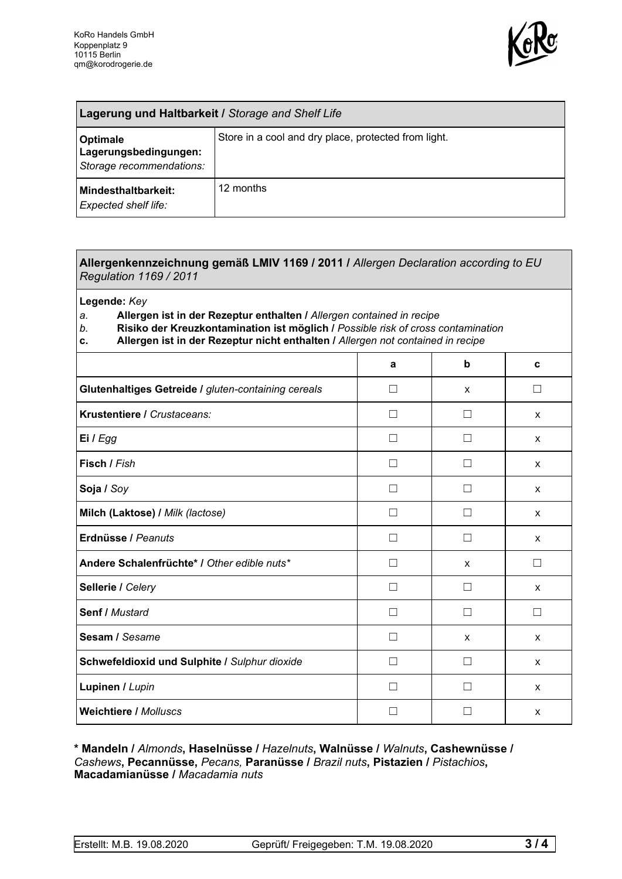KoRo Handels GmbH
Koppenplatz 9
10115 Berlin
qm@korodrogerie.de

| **Lagerung und Haltbarkeit /** *Storage and Shelf Life* | |
|---|---|
| **Optimale Lagerungsbedingungen:** *Storage recommendations:* | Store in a cool and dry place, protected from light. |
| **Mindesthaltbarkeit:** *Expected shelf life:* | 12 months |

**Allergenkennzeichnung gemäß LMIV 1169 / 2011 /** *Allergen Declaration according to EU Regulation 1169 / 2011*

**Legende:** *Key*

*a.* **Allergen ist in der Rezeptur enthalten /** *Allergen contained in recipe*
*b.* **Risiko der Kreuzkontamination ist möglich /** *Possible risk of cross contamination*
**c. Allergen ist in der Rezeptur nicht enthalten /** *Allergen not contained in recipe*

| | a | b | c |
|---|---|---|---|
| **Glutenhaltiges Getreide /** *gluten-containing cereals* | ☐ | x | ☐ |
| **Krustentiere /** *Crustaceans:* | ☐ | ☐ | x |
| **Ei /** *Egg* | ☐ | ☐ | x |
| **Fisch /** *Fish* | ☐ | ☐ | x |
| **Soja /** *Soy* | ☐ | ☐ | x |
| **Milch (Laktose) /** *Milk (lactose)* | ☐ | ☐ | x |
| **Erdnüsse /** *Peanuts* | ☐ | ☐ | x |
| **Andere Schalenfrüchte* /** *Other edible nuts** | ☐ | x | ☐ |
| **Sellerie /** *Celery* | ☐ | ☐ | x |
| **Senf /** *Mustard* | ☐ | ☐ | ☐ |
| **Sesam /** *Sesame* | ☐ | x | x |
| **Schwefeldioxid und Sulphite /** *Sulphur dioxide* | ☐ | ☐ | x |
| **Lupinen /** *Lupin* | ☐ | ☐ | x |
| **Weichtiere /** *Molluscs* | ☐ | ☐ | x |

**\* Mandeln /** *Almonds*, **Haselnüsse /** *Hazelnuts*, **Walnüsse /** *Walnuts*, **Cashewnüsse /** *Cashews*, **Pecannüsse,** *Pecans,* **Paranüsse /** *Brazil nuts*, **Pistazien /** *Pistachios*, **Macadamianüsse /** *Macadamia nuts*

Erstellt: M.B. 19.08.2020 | Geprüft/ Freigegeben: T.M. 19.08.2020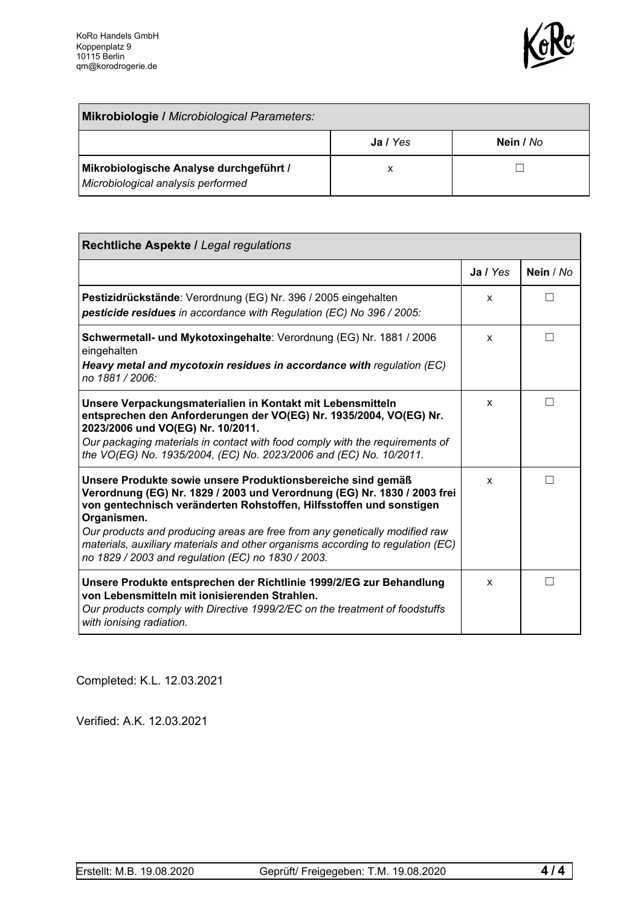| **Mikrobiologie /** *Microbiological Parameters:* | | |
|---|---|---|
| | **Ja /** *Yes* | **Nein /** *No* |
| **Mikrobiologische Analyse durchgeführt /** *Microbiological analysis performed* | x | ☐ |

| **Rechtliche Aspekte /** *Legal regulations* | | |
|---|---|---|
| | **Ja /** *Yes* | **Nein** / *No* |
| **Pestizidrückstände**: Verordnung (EG) Nr. 396 / 2005 eingehalten<br>***pesticide residues*** *in accordance with Regulation (EC) No 396 / 2005:* | x | ☐ |
| **Schwermetall- und Mykotoxingehalte**: Verordnung (EG) Nr. 1881 / 2006 eingehalten<br>***Heavy metal and mycotoxin residues in accordance with*** *regulation (EC) no 1881 / 2006:* | x | ☐ |
| **Unsere Verpackungsmaterialien in Kontakt mit Lebensmitteln entsprechen den Anforderungen der VO(EG) Nr. 1935/2004, VO(EG) Nr. 2023/2006 und VO(EG) Nr. 10/2011.**<br>*Our packaging materials in contact with food comply with the requirements of the VO(EG) No. 1935/2004, (EC) No. 2023/2006 and (EC) No. 10/2011.* | x | ☐ |
| **Unsere Produkte sowie unsere Produktionsbereiche sind gemäß Verordnung (EG) Nr. 1829 / 2003 und Verordnung (EG) Nr. 1830 / 2003 frei von gentechnisch veränderten Rohstoffen, Hilfsstoffen und sonstigen Organismen.**<br>*Our products and producing areas are free from any genetically modified raw materials, auxiliary materials and other organisms according to regulation (EC) no 1829 / 2003 and regulation (EC) no 1830 / 2003.* | x | ☐ |
| **Unsere Produkte entsprechen der Richtlinie 1999/2/EG zur Behandlung von Lebensmitteln mit ionisierenden Strahlen.**<br>*Our products comply with Directive 1999/2/EC on the treatment of foodstuffs with ionising radiation.* | x | ☐ |

Completed: K.L. 12.03.2021

Verified: A.K. 12.03.2021